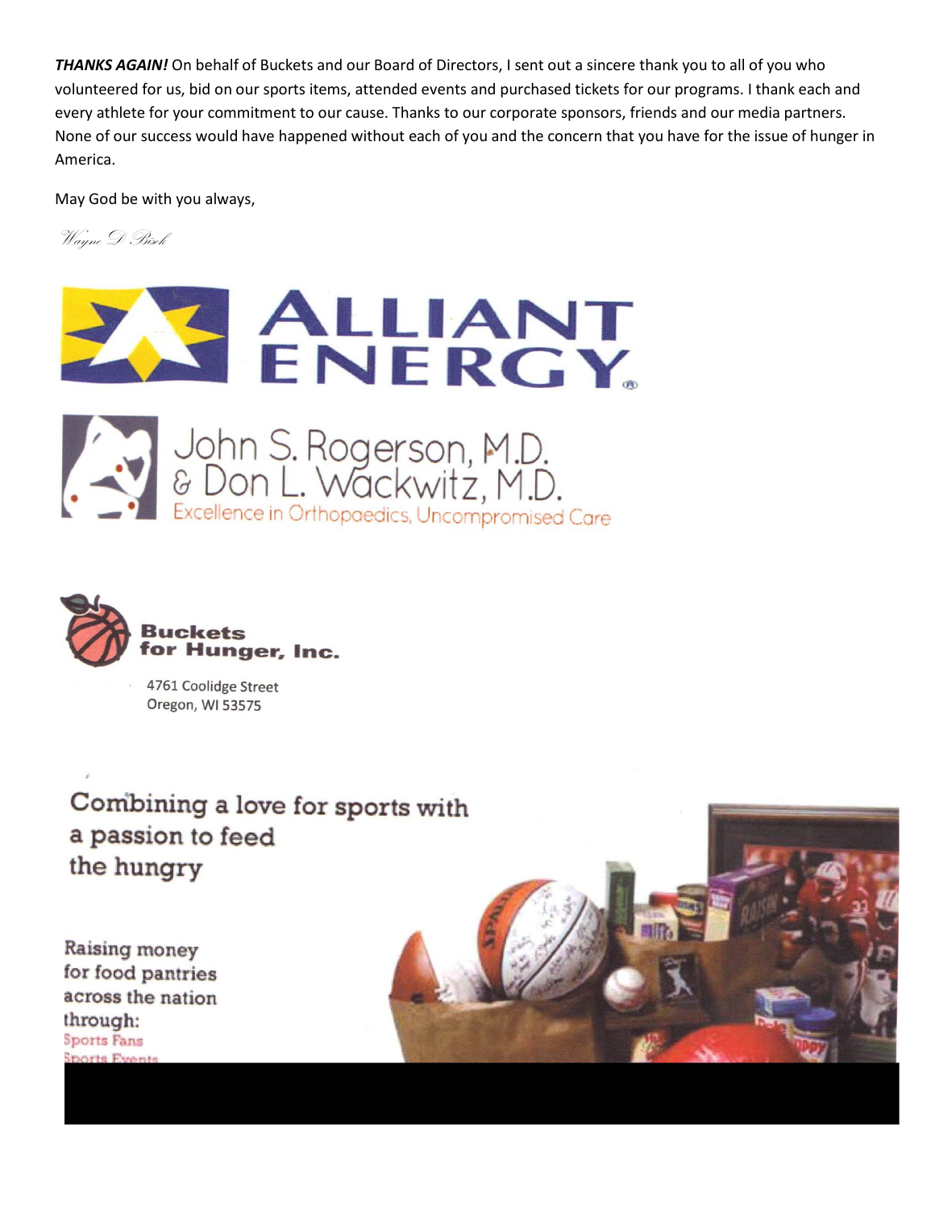***THANKS AGAIN!*** On behalf of Buckets and our Board of Directors, I sent out a sincere thank you to all of you who volunteered for us, bid on our sports items, attended events and purchased tickets for our programs. I thank each and every athlete for your commitment to our cause. Thanks to our corporate sponsors, friends and our media partners. None of our success would have happened without each of you and the concern that you have for the issue of hunger in America.

May God be with you always,

*Wayne D Bisek*

ALLIANT ENERGY

John S. Rogerson, M.D. & Don L. Wackwitz, M.D.
Excellence in Orthopaedics, Uncompromised Care

**Buckets for Hunger, Inc.**

4761 Coolidge Street
Oregon, WI 53575

Combining a love for sports with a passion to feed the hungry

Raising money for food pantries across the nation through:
Sports Fans
Sports Events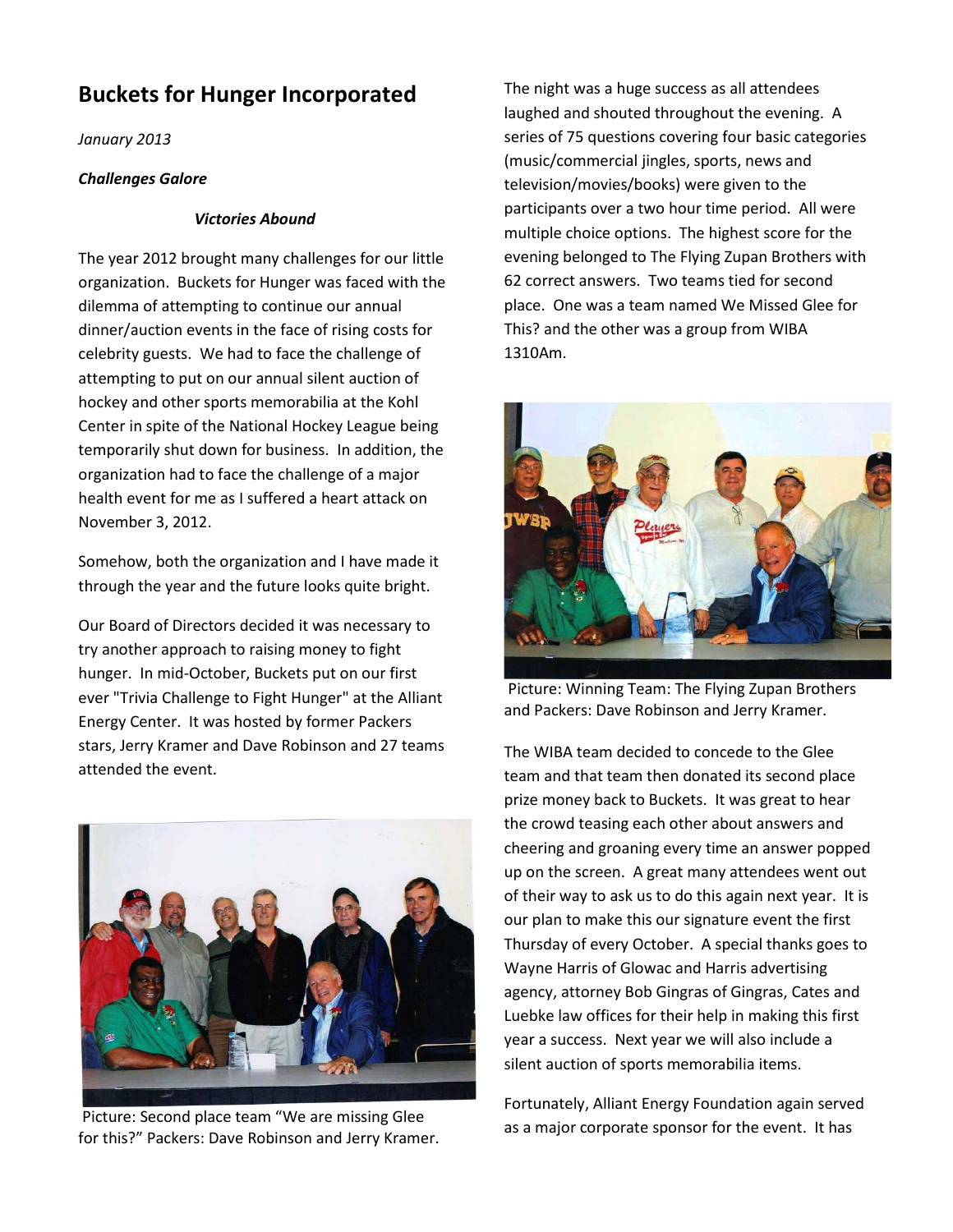## Buckets for Hunger Incorporated

*January 2013*

***Challenges Galore***

***Victories Abound***

The year 2012 brought many challenges for our little organization. Buckets for Hunger was faced with the dilemma of attempting to continue our annual dinner/auction events in the face of rising costs for celebrity guests. We had to face the challenge of attempting to put on our annual silent auction of hockey and other sports memorabilia at the Kohl Center in spite of the National Hockey League being temporarily shut down for business. In addition, the organization had to face the challenge of a major health event for me as I suffered a heart attack on November 3, 2012.

Somehow, both the organization and I have made it through the year and the future looks quite bright.

Our Board of Directors decided it was necessary to try another approach to raising money to fight hunger. In mid-October, Buckets put on our first ever "Trivia Challenge to Fight Hunger" at the Alliant Energy Center. It was hosted by former Packers stars, Jerry Kramer and Dave Robinson and 27 teams attended the event.

Picture: Second place team "We are missing Glee for this?" Packers: Dave Robinson and Jerry Kramer.

The night was a huge success as all attendees laughed and shouted throughout the evening. A series of 75 questions covering four basic categories (music/commercial jingles, sports, news and television/movies/books) were given to the participants over a two hour time period. All were multiple choice options. The highest score for the evening belonged to The Flying Zupan Brothers with 62 correct answers. Two teams tied for second place. One was a team named We Missed Glee for This? and the other was a group from WIBA 1310Am.

Picture: Winning Team: The Flying Zupan Brothers and Packers: Dave Robinson and Jerry Kramer.

The WIBA team decided to concede to the Glee team and that team then donated its second place prize money back to Buckets. It was great to hear the crowd teasing each other about answers and cheering and groaning every time an answer popped up on the screen. A great many attendees went out of their way to ask us to do this again next year. It is our plan to make this our signature event the first Thursday of every October. A special thanks goes to Wayne Harris of Glowac and Harris advertising agency, attorney Bob Gingras of Gingras, Cates and Luebke law offices for their help in making this first year a success. Next year we will also include a silent auction of sports memorabilia items.

Fortunately, Alliant Energy Foundation again served as a major corporate sponsor for the event. It has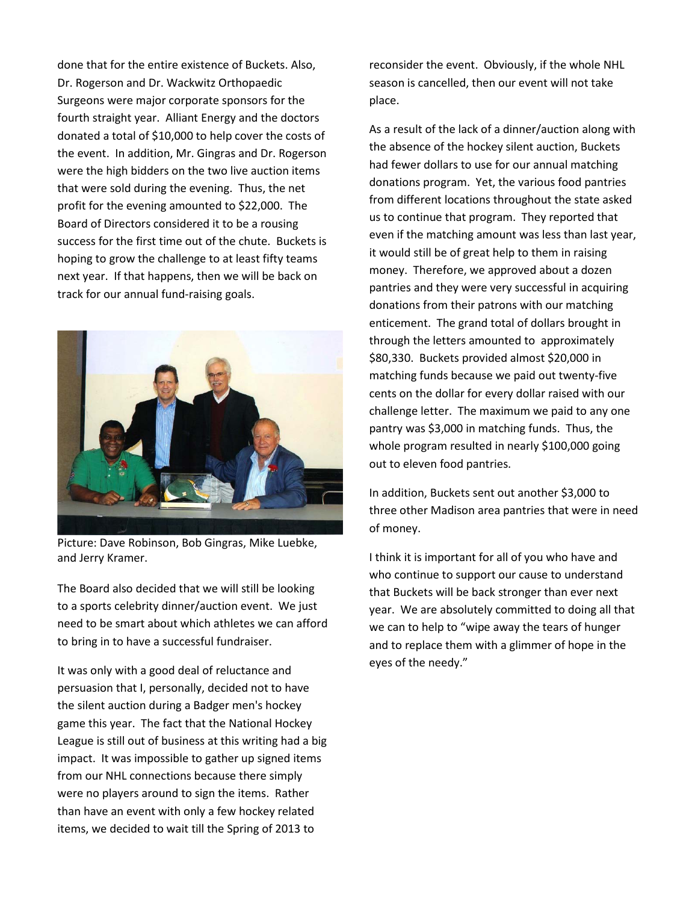done that for the entire existence of Buckets. Also, Dr. Rogerson and Dr. Wackwitz Orthopaedic Surgeons were major corporate sponsors for the fourth straight year. Alliant Energy and the doctors donated a total of $10,000 to help cover the costs of the event. In addition, Mr. Gingras and Dr. Rogerson were the high bidders on the two live auction items that were sold during the evening. Thus, the net profit for the evening amounted to $22,000. The Board of Directors considered it to be a rousing success for the first time out of the chute. Buckets is hoping to grow the challenge to at least fifty teams next year. If that happens, then we will be back on track for our annual fund-raising goals.

Picture: Dave Robinson, Bob Gingras, Mike Luebke, and Jerry Kramer.

The Board also decided that we will still be looking to a sports celebrity dinner/auction event. We just need to be smart about which athletes we can afford to bring in to have a successful fundraiser.

It was only with a good deal of reluctance and persuasion that I, personally, decided not to have the silent auction during a Badger men's hockey game this year. The fact that the National Hockey League is still out of business at this writing had a big impact. It was impossible to gather up signed items from our NHL connections because there simply were no players around to sign the items. Rather than have an event with only a few hockey related items, we decided to wait till the Spring of 2013 to reconsider the event. Obviously, if the whole NHL season is cancelled, then our event will not take place.

As a result of the lack of a dinner/auction along with the absence of the hockey silent auction, Buckets had fewer dollars to use for our annual matching donations program. Yet, the various food pantries from different locations throughout the state asked us to continue that program. They reported that even if the matching amount was less than last year, it would still be of great help to them in raising money. Therefore, we approved about a dozen pantries and they were very successful in acquiring donations from their patrons with our matching enticement. The grand total of dollars brought in through the letters amounted to approximately $80,330. Buckets provided almost $20,000 in matching funds because we paid out twenty-five cents on the dollar for every dollar raised with our challenge letter. The maximum we paid to any one pantry was $3,000 in matching funds. Thus, the whole program resulted in nearly $100,000 going out to eleven food pantries.

In addition, Buckets sent out another $3,000 to three other Madison area pantries that were in need of money.

I think it is important for all of you who have and who continue to support our cause to understand that Buckets will be back stronger than ever next year. We are absolutely committed to doing all that we can to help to "wipe away the tears of hunger and to replace them with a glimmer of hope in the eyes of the needy."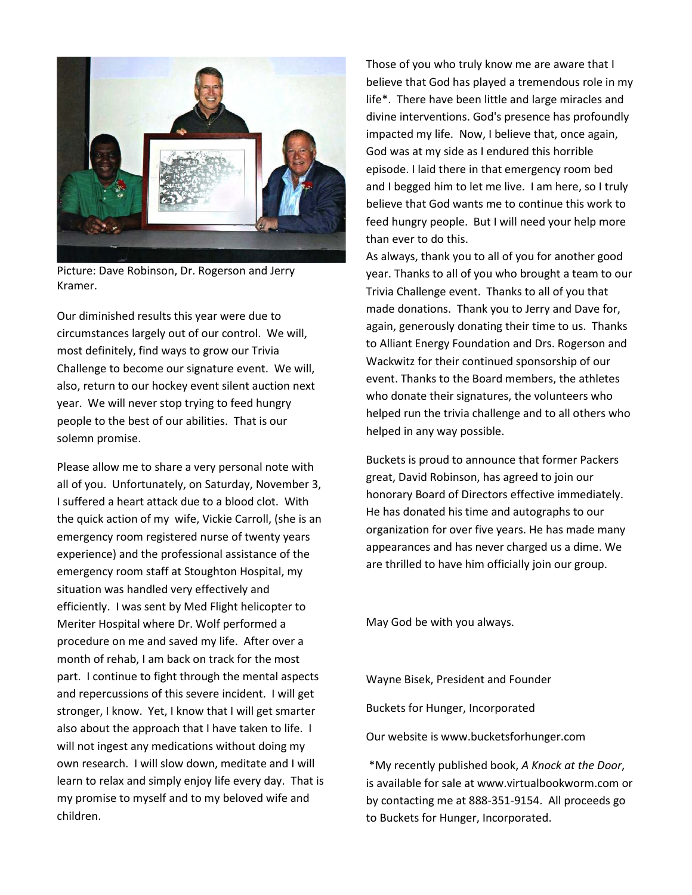Picture: Dave Robinson, Dr. Rogerson and Jerry Kramer.

Our diminished results this year were due to circumstances largely out of our control. We will, most definitely, find ways to grow our Trivia Challenge to become our signature event. We will, also, return to our hockey event silent auction next year. We will never stop trying to feed hungry people to the best of our abilities. That is our solemn promise.

Please allow me to share a very personal note with all of you. Unfortunately, on Saturday, November 3, I suffered a heart attack due to a blood clot. With the quick action of my wife, Vickie Carroll, (she is an emergency room registered nurse of twenty years experience) and the professional assistance of the emergency room staff at Stoughton Hospital, my situation was handled very effectively and efficiently. I was sent by Med Flight helicopter to Meriter Hospital where Dr. Wolf performed a procedure on me and saved my life. After over a month of rehab, I am back on track for the most part. I continue to fight through the mental aspects and repercussions of this severe incident. I will get stronger, I know. Yet, I know that I will get smarter also about the approach that I have taken to life. I will not ingest any medications without doing my own research. I will slow down, meditate and I will learn to relax and simply enjoy life every day. That is my promise to myself and to my beloved wife and children.

Those of you who truly know me are aware that I believe that God has played a tremendous role in my life*. There have been little and large miracles and divine interventions. God's presence has profoundly impacted my life. Now, I believe that, once again, God was at my side as I endured this horrible episode. I laid there in that emergency room bed and I begged him to let me live. I am here, so I truly believe that God wants me to continue this work to feed hungry people. But I will need your help more than ever to do this.

As always, thank you to all of you for another good year. Thanks to all of you who brought a team to our Trivia Challenge event. Thanks to all of you that made donations. Thank you to Jerry and Dave for, again, generously donating their time to us. Thanks to Alliant Energy Foundation and Drs. Rogerson and Wackwitz for their continued sponsorship of our event. Thanks to the Board members, the athletes who donate their signatures, the volunteers who helped run the trivia challenge and to all others who helped in any way possible.

Buckets is proud to announce that former Packers great, David Robinson, has agreed to join our honorary Board of Directors effective immediately. He has donated his time and autographs to our organization for over five years. He has made many appearances and has never charged us a dime. We are thrilled to have him officially join our group.

May God be with you always.

Wayne Bisek, President and Founder

Buckets for Hunger, Incorporated

Our website is www.bucketsforhunger.com

*My recently published book, *A Knock at the Door*, is available for sale at www.virtualbookworm.com or by contacting me at 888-351-9154. All proceeds go to Buckets for Hunger, Incorporated.